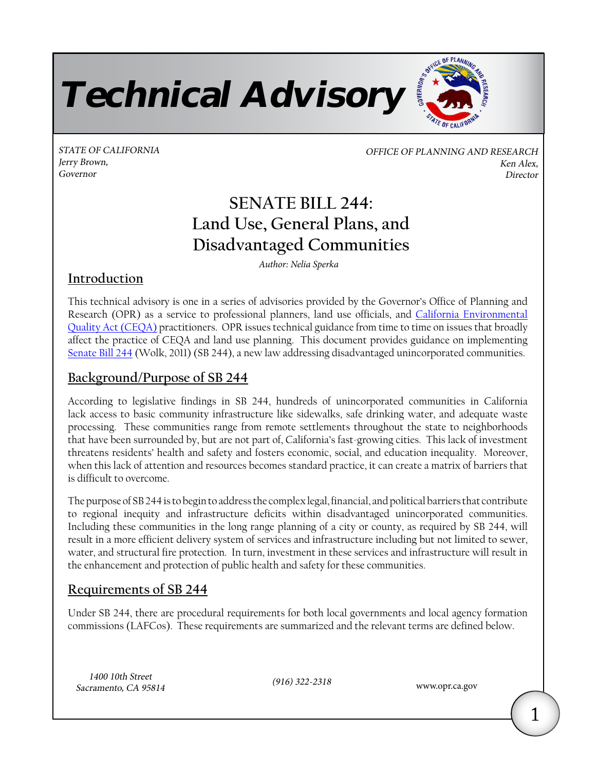# Technical Advisory

*STATE OF CALIFORNIA*
*Jerry Brown,*
*Governor*

*OFFICE OF PLANNING AND RESEARCH*
*Ken Alex,*
*Director*

# SENATE BILL 244: Land Use, General Plans, and Disadvantaged Communities

*Author: Nelia Sperka*

## Introduction

This technical advisory is one in a series of advisories provided by the Governor's Office of Planning and Research (OPR) as a service to professional planners, land use officials, and California Environmental Quality Act (CEQA) practitioners. OPR issues technical guidance from time to time on issues that broadly affect the practice of CEQA and land use planning. This document provides guidance on implementing Senate Bill 244 (Wolk, 2011) (SB 244), a new law addressing disadvantaged unincorporated communities.

## Background/Purpose of SB 244

According to legislative findings in SB 244, hundreds of unincorporated communities in California lack access to basic community infrastructure like sidewalks, safe drinking water, and adequate waste processing. These communities range from remote settlements throughout the state to neighborhoods that have been surrounded by, but are not part of, California's fast-growing cities. This lack of investment threatens residents' health and safety and fosters economic, social, and education inequality. Moreover, when this lack of attention and resources becomes standard practice, it can create a matrix of barriers that is difficult to overcome.

The purpose of SB 244 is to begin to address the complex legal, financial, and political barriers that contribute to regional inequity and infrastructure deficits within disadvantaged unincorporated communities. Including these communities in the long range planning of a city or county, as required by SB 244, will result in a more efficient delivery system of services and infrastructure including but not limited to sewer, water, and structural fire protection. In turn, investment in these services and infrastructure will result in the enhancement and protection of public health and safety for these communities.

## Requirements of SB 244

Under SB 244, there are procedural requirements for both local governments and local agency formation commissions (LAFCos). These requirements are summarized and the relevant terms are defined below.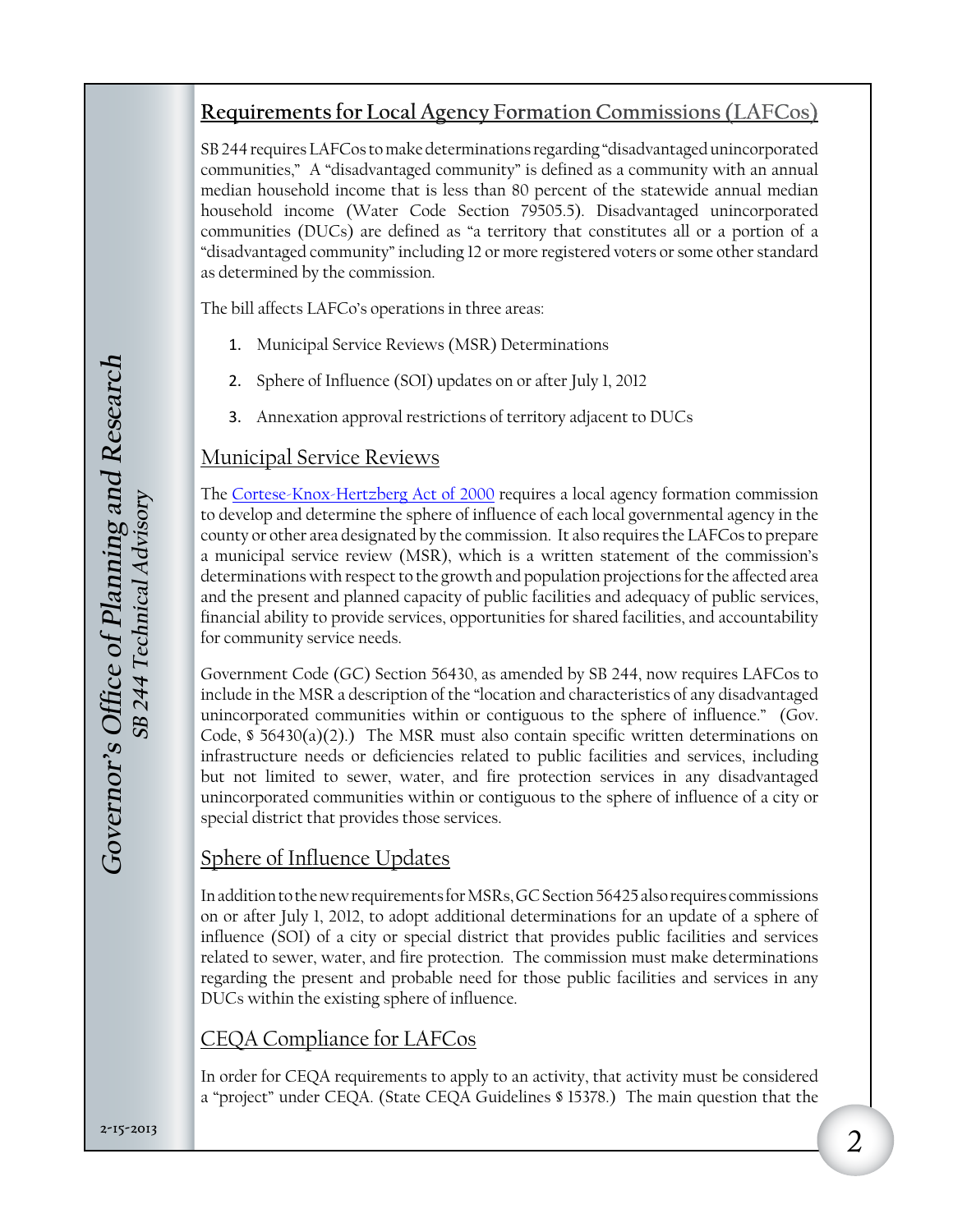## Requirements for Local Agency Formation Commissions (LAFCos)

SB 244 requires LAFCos to make determinations regarding "disadvantaged unincorporated communities," A "disadvantaged community" is defined as a community with an annual median household income that is less than 80 percent of the statewide annual median household income (Water Code Section 79505.5). Disadvantaged unincorporated communities (DUCs) are defined as "a territory that constitutes all or a portion of a "disadvantaged community" including 12 or more registered voters or some other standard as determined by the commission.

The bill affects LAFCo's operations in three areas:

1. Municipal Service Reviews (MSR) Determinations
2. Sphere of Influence (SOI) updates on or after July 1, 2012
3. Annexation approval restrictions of territory adjacent to DUCs

### Municipal Service Reviews

The Cortese-Knox-Hertzberg Act of 2000 requires a local agency formation commission to develop and determine the sphere of influence of each local governmental agency in the county or other area designated by the commission. It also requires the LAFCos to prepare a municipal service review (MSR), which is a written statement of the commission's determinations with respect to the growth and population projections for the affected area and the present and planned capacity of public facilities and adequacy of public services, financial ability to provide services, opportunities for shared facilities, and accountability for community service needs.

Government Code (GC) Section 56430, as amended by SB 244, now requires LAFCos to include in the MSR a description of the "location and characteristics of any disadvantaged unincorporated communities within or contiguous to the sphere of influence." (Gov. Code, § 56430(a)(2).) The MSR must also contain specific written determinations on infrastructure needs or deficiencies related to public facilities and services, including but not limited to sewer, water, and fire protection services in any disadvantaged unincorporated communities within or contiguous to the sphere of influence of a city or special district that provides those services.

### Sphere of Influence Updates

In addition to the new requirements for MSRs, GC Section 56425 also requires commissions on or after July 1, 2012, to adopt additional determinations for an update of a sphere of influence (SOI) of a city or special district that provides public facilities and services related to sewer, water, and fire protection. The commission must make determinations regarding the present and probable need for those public facilities and services in any DUCs within the existing sphere of influence.

### CEQA Compliance for LAFCos

In order for CEQA requirements to apply to an activity, that activity must be considered a "project" under CEQA. (State CEQA Guidelines § 15378.) The main question that the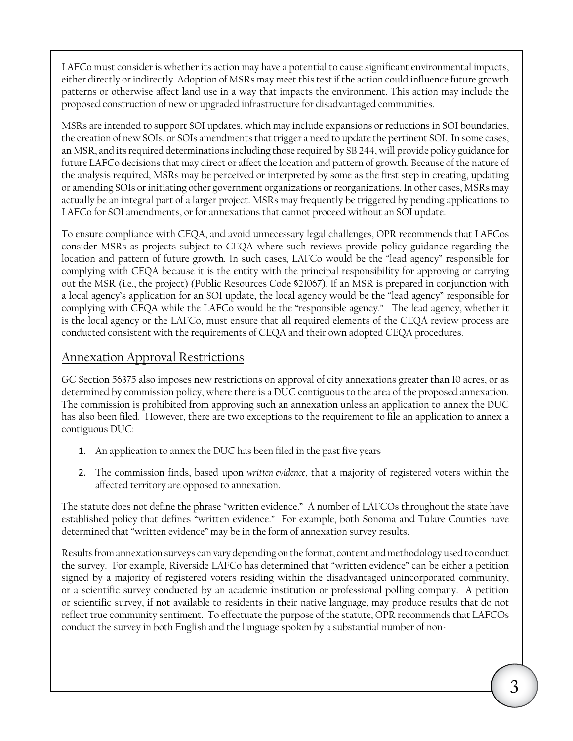LAFCo must consider is whether its action may have a potential to cause significant environmental impacts, either directly or indirectly. Adoption of MSRs may meet this test if the action could influence future growth patterns or otherwise affect land use in a way that impacts the environment. This action may include the proposed construction of new or upgraded infrastructure for disadvantaged communities.

MSRs are intended to support SOI updates, which may include expansions or reductions in SOI boundaries, the creation of new SOIs, or SOIs amendments that trigger a need to update the pertinent SOI. In some cases, an MSR, and its required determinations including those required by SB 244, will provide policy guidance for future LAFCo decisions that may direct or affect the location and pattern of growth. Because of the nature of the analysis required, MSRs may be perceived or interpreted by some as the first step in creating, updating or amending SOIs or initiating other government organizations or reorganizations. In other cases, MSRs may actually be an integral part of a larger project. MSRs may frequently be triggered by pending applications to LAFCo for SOI amendments, or for annexations that cannot proceed without an SOI update.

To ensure compliance with CEQA, and avoid unnecessary legal challenges, OPR recommends that LAFCos consider MSRs as projects subject to CEQA where such reviews provide policy guidance regarding the location and pattern of future growth. In such cases, LAFCo would be the "lead agency" responsible for complying with CEQA because it is the entity with the principal responsibility for approving or carrying out the MSR (i.e., the project) (Public Resources Code §21067). If an MSR is prepared in conjunction with a local agency's application for an SOI update, the local agency would be the "lead agency" responsible for complying with CEQA while the LAFCo would be the "responsible agency." The lead agency, whether it is the local agency or the LAFCo, must ensure that all required elements of the CEQA review process are conducted consistent with the requirements of CEQA and their own adopted CEQA procedures.

## Annexation Approval Restrictions

GC Section 56375 also imposes new restrictions on approval of city annexations greater than 10 acres, or as determined by commission policy, where there is a DUC contiguous to the area of the proposed annexation. The commission is prohibited from approving such an annexation unless an application to annex the DUC has also been filed. However, there are two exceptions to the requirement to file an application to annex a contiguous DUC:

1. An application to annex the DUC has been filed in the past five years
2. The commission finds, based upon *written evidence*, that a majority of registered voters within the affected territory are opposed to annexation.

The statute does not define the phrase "written evidence." A number of LAFCOs throughout the state have established policy that defines "written evidence." For example, both Sonoma and Tulare Counties have determined that "written evidence" may be in the form of annexation survey results.

Results from annexation surveys can vary depending on the format, content and methodology used to conduct the survey. For example, Riverside LAFCo has determined that "written evidence" can be either a petition signed by a majority of registered voters residing within the disadvantaged unincorporated community, or a scientific survey conducted by an academic institution or professional polling company. A petition or scientific survey, if not available to residents in their native language, may produce results that do not reflect true community sentiment. To effectuate the purpose of the statute, OPR recommends that LAFCOs conduct the survey in both English and the language spoken by a substantial number of non-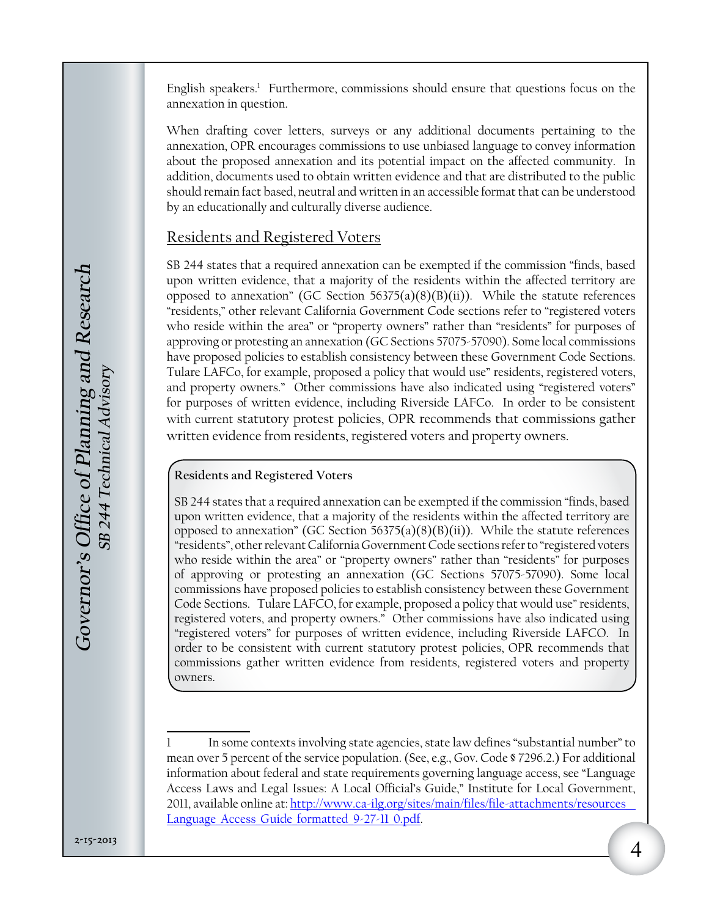English speakers.[1] Furthermore, commissions should ensure that questions focus on the annexation in question.

When drafting cover letters, surveys or any additional documents pertaining to the annexation, OPR encourages commissions to use unbiased language to convey information about the proposed annexation and its potential impact on the affected community. In addition, documents used to obtain written evidence and that are distributed to the public should remain fact based, neutral and written in an accessible format that can be understood by an educationally and culturally diverse audience.

## Residents and Registered Voters

SB 244 states that a required annexation can be exempted if the commission "finds, based upon written evidence, that a majority of the residents within the affected territory are opposed to annexation" (GC Section 56375(a)(8)(B)(ii)). While the statute references "residents," other relevant California Government Code sections refer to "registered voters who reside within the area" or "property owners" rather than "residents" for purposes of approving or protesting an annexation (GC Sections 57075-57090). Some local commissions have proposed policies to establish consistency between these Government Code Sections. Tulare LAFCo, for example, proposed a policy that would use" residents, registered voters, and property owners." Other commissions have also indicated using "registered voters" for purposes of written evidence, including Riverside LAFCo. In order to be consistent with current statutory protest policies, OPR recommends that commissions gather written evidence from residents, registered voters and property owners.

**Residents and Registered Voters**

SB 244 states that a required annexation can be exempted if the commission "finds, based upon written evidence, that a majority of the residents within the affected territory are opposed to annexation" (GC Section 56375(a)(8)(B)(ii)). While the statute references "residents", other relevant California Government Code sections refer to "registered voters who reside within the area" or "property owners" rather than "residents" for purposes of approving or protesting an annexation (GC Sections 57075-57090). Some local commissions have proposed policies to establish consistency between these Government Code Sections. Tulare LAFCO, for example, proposed a policy that would use" residents, registered voters, and property owners." Other commissions have also indicated using "registered voters" for purposes of written evidence, including Riverside LAFCO. In order to be consistent with current statutory protest policies, OPR recommends that commissions gather written evidence from residents, registered voters and property owners.

---

[1] In some contexts involving state agencies, state law defines "substantial number" to mean over 5 percent of the service population. (See, e.g., Gov. Code § 7296.2.) For additional information about federal and state requirements governing language access, see "Language Access Laws and Legal Issues: A Local Official's Guide," Institute for Local Government, 2011, available online at: [http://www.ca-ilg.org/sites/main/files/file-attachments/resources__Language_Access_Guide_formatted_9-27-11_0.pdf](http://www.ca-ilg.org/sites/main/files/file-attachments/resources__Language_Access_Guide_formatted_9-27-11_0.pdf).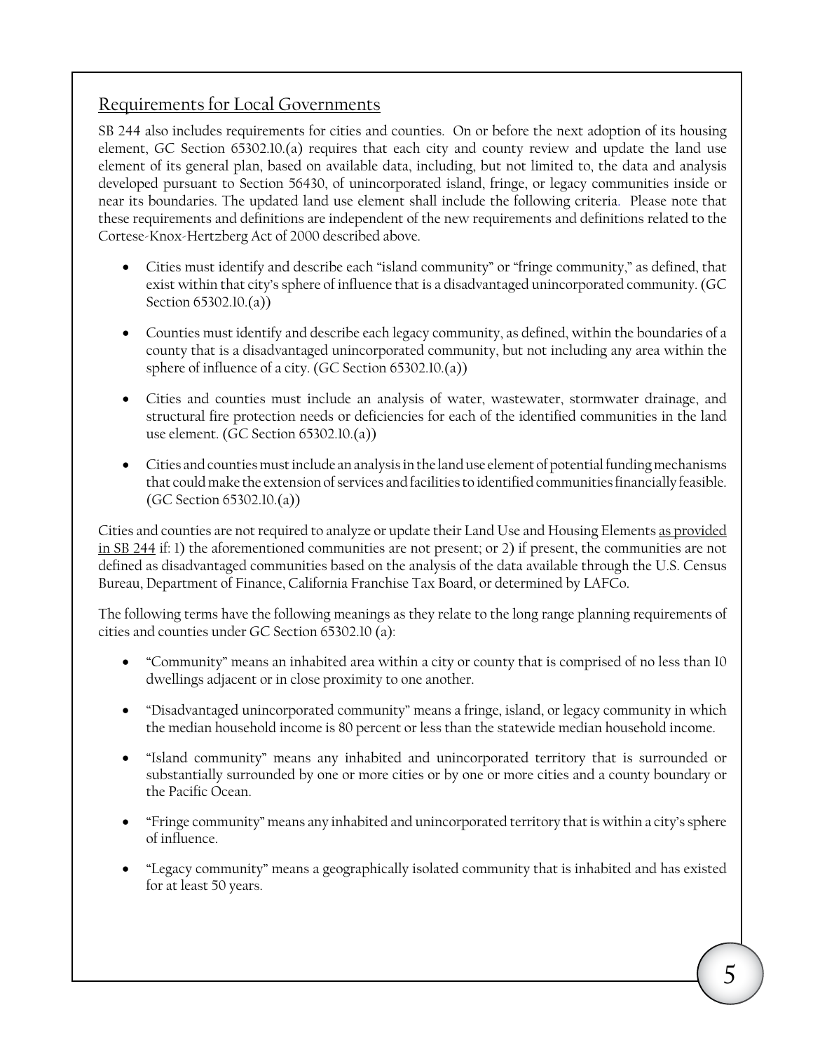## Requirements for Local Governments

SB 244 also includes requirements for cities and counties. On or before the next adoption of its housing element, GC Section 65302.10.(a) requires that each city and county review and update the land use element of its general plan, based on available data, including, but not limited to, the data and analysis developed pursuant to Section 56430, of unincorporated island, fringe, or legacy communities inside or near its boundaries. The updated land use element shall include the following criteria. Please note that these requirements and definitions are independent of the new requirements and definitions related to the Cortese-Knox-Hertzberg Act of 2000 described above.

- Cities must identify and describe each "island community" or "fringe community," as defined, that exist within that city's sphere of influence that is a disadvantaged unincorporated community. (GC Section 65302.10.(a))
- Counties must identify and describe each legacy community, as defined, within the boundaries of a county that is a disadvantaged unincorporated community, but not including any area within the sphere of influence of a city. (GC Section 65302.10.(a))
- Cities and counties must include an analysis of water, wastewater, stormwater drainage, and structural fire protection needs or deficiencies for each of the identified communities in the land use element. (GC Section 65302.10.(a))
- Cities and counties must include an analysis in the land use element of potential funding mechanisms that could make the extension of services and facilities to identified communities financially feasible. (GC Section 65302.10.(a))

Cities and counties are not required to analyze or update their Land Use and Housing Elements as provided in SB 244 if: 1) the aforementioned communities are not present; or 2) if present, the communities are not defined as disadvantaged communities based on the analysis of the data available through the U.S. Census Bureau, Department of Finance, California Franchise Tax Board, or determined by LAFCo.

The following terms have the following meanings as they relate to the long range planning requirements of cities and counties under GC Section 65302.10 (a):

- "Community" means an inhabited area within a city or county that is comprised of no less than 10 dwellings adjacent or in close proximity to one another.
- "Disadvantaged unincorporated community" means a fringe, island, or legacy community in which the median household income is 80 percent or less than the statewide median household income.
- "Island community" means any inhabited and unincorporated territory that is surrounded or substantially surrounded by one or more cities or by one or more cities and a county boundary or the Pacific Ocean.
- "Fringe community" means any inhabited and unincorporated territory that is within a city's sphere of influence.
- "Legacy community" means a geographically isolated community that is inhabited and has existed for at least 50 years.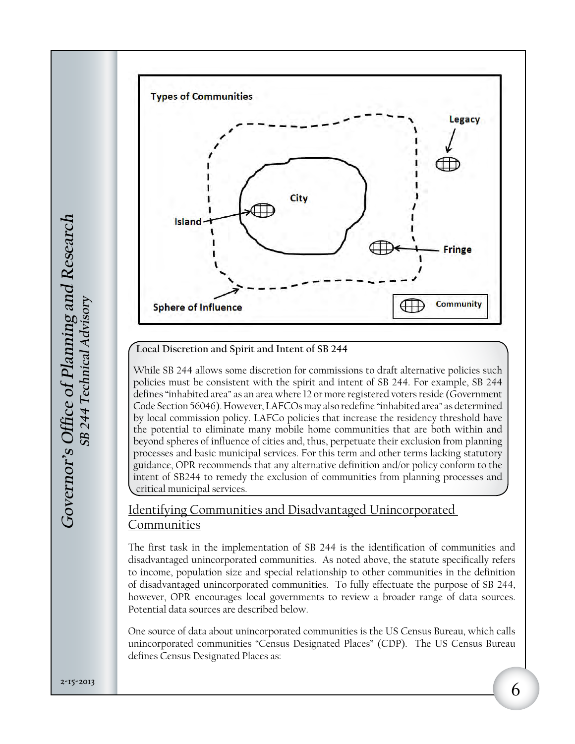**Types of Communities**

Legacy

City

Island

Fringe

Sphere of Influence

Community

**Local Discretion and Spirit and Intent of SB 244**

While SB 244 allows some discretion for commissions to draft alternative policies such policies must be consistent with the spirit and intent of SB 244. For example, SB 244 defines "inhabited area" as an area where 12 or more registered voters reside (Government Code Section 56046). However, LAFCOs may also redefine "inhabited area" as determined by local commission policy. LAFCo policies that increase the residency threshold have the potential to eliminate many mobile home communities that are both within and beyond spheres of influence of cities and, thus, perpetuate their exclusion from planning processes and basic municipal services. For this term and other terms lacking statutory guidance, OPR recommends that any alternative definition and/or policy conform to the intent of SB244 to remedy the exclusion of communities from planning processes and critical municipal services.

## Identifying Communities and Disadvantaged Unincorporated Communities

The first task in the implementation of SB 244 is the identification of communities and disadvantaged unincorporated communities. As noted above, the statute specifically refers to income, population size and special relationship to other communities in the definition of disadvantaged unincorporated communities. To fully effectuate the purpose of SB 244, however, OPR encourages local governments to review a broader range of data sources. Potential data sources are described below.

One source of data about unincorporated communities is the US Census Bureau, which calls unincorporated communities "Census Designated Places" (CDP). The US Census Bureau defines Census Designated Places as: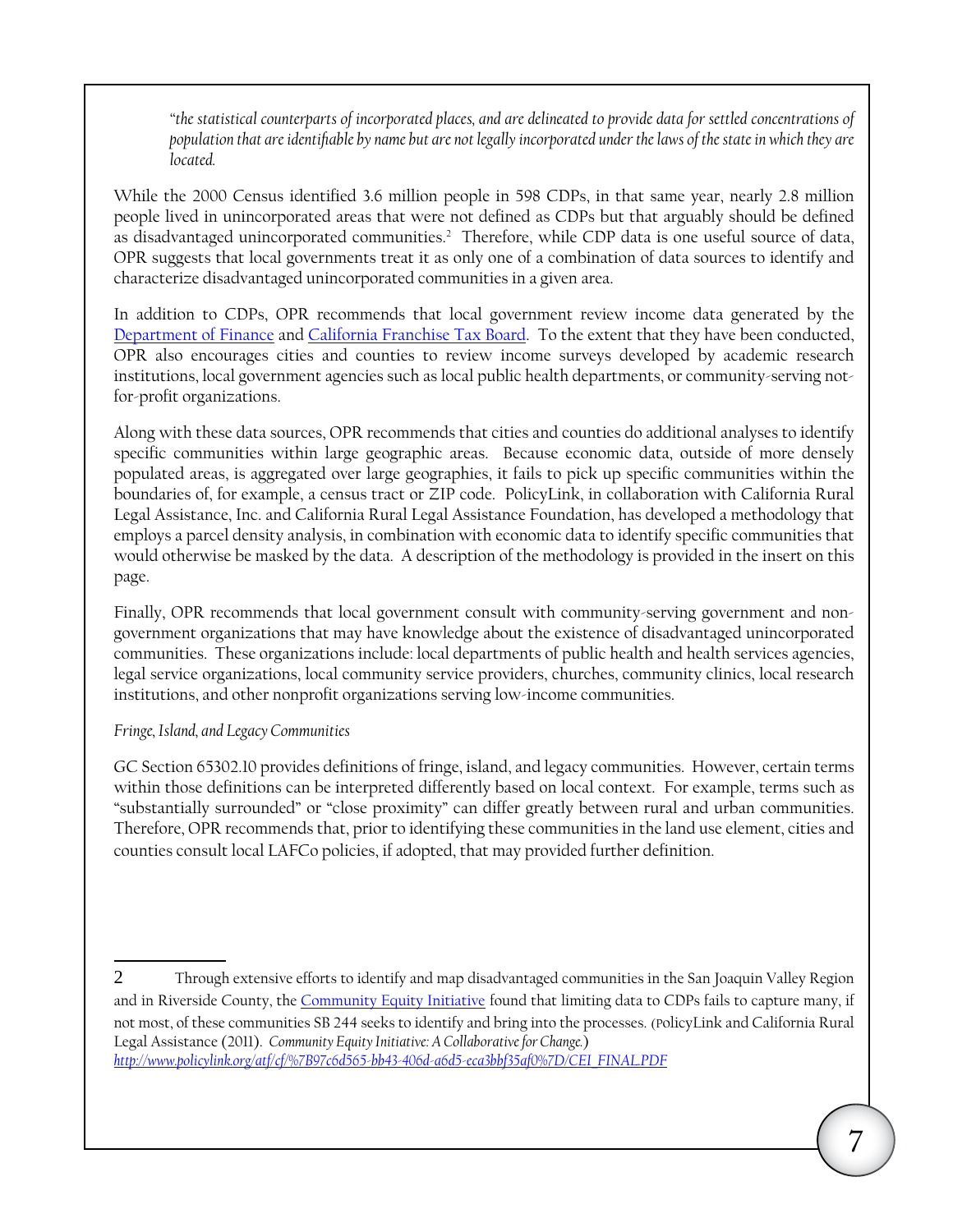*"the statistical counterparts of incorporated places, and are delineated to provide data for settled concentrations of population that are identifiable by name but are not legally incorporated under the laws of the state in which they are located.*

While the 2000 Census identified 3.6 million people in 598 CDPs, in that same year, nearly 2.8 million people lived in unincorporated areas that were not defined as CDPs but that arguably should be defined as disadvantaged unincorporated communities.[2] Therefore, while CDP data is one useful source of data, OPR suggests that local governments treat it as only one of a combination of data sources to identify and characterize disadvantaged unincorporated communities in a given area.

In addition to CDPs, OPR recommends that local government review income data generated by the Department of Finance and California Franchise Tax Board. To the extent that they have been conducted, OPR also encourages cities and counties to review income surveys developed by academic research institutions, local government agencies such as local public health departments, or community-serving not-for-profit organizations.

Along with these data sources, OPR recommends that cities and counties do additional analyses to identify specific communities within large geographic areas. Because economic data, outside of more densely populated areas, is aggregated over large geographies, it fails to pick up specific communities within the boundaries of, for example, a census tract or ZIP code. PolicyLink, in collaboration with California Rural Legal Assistance, Inc. and California Rural Legal Assistance Foundation, has developed a methodology that employs a parcel density analysis, in combination with economic data to identify specific communities that would otherwise be masked by the data. A description of the methodology is provided in the insert on this page.

Finally, OPR recommends that local government consult with community-serving government and non-government organizations that may have knowledge about the existence of disadvantaged unincorporated communities. These organizations include: local departments of public health and health services agencies, legal service organizations, local community service providers, churches, community clinics, local research institutions, and other nonprofit organizations serving low-income communities.

*Fringe, Island, and Legacy Communities*

GC Section 65302.10 provides definitions of fringe, island, and legacy communities. However, certain terms within those definitions can be interpreted differently based on local context. For example, terms such as "substantially surrounded" or "close proximity" can differ greatly between rural and urban communities. Therefore, OPR recommends that, prior to identifying these communities in the land use element, cities and counties consult local LAFCo policies, if adopted, that may provided further definition.

---

2 Through extensive efforts to identify and map disadvantaged communities in the San Joaquin Valley Region and in Riverside County, the Community Equity Initiative found that limiting data to CDPs fails to capture many, if not most, of these communities SB 244 seeks to identify and bring into the processes. (PolicyLink and California Rural Legal Assistance (2011). *Community Equity Initiative: A Collaborative for Change.*) *http://www.policylink.org/atf/cf/%7B97c6d565-bb43-406d-a6d5-eca3bbf35af0%7D/CEI_FINAL.PDF*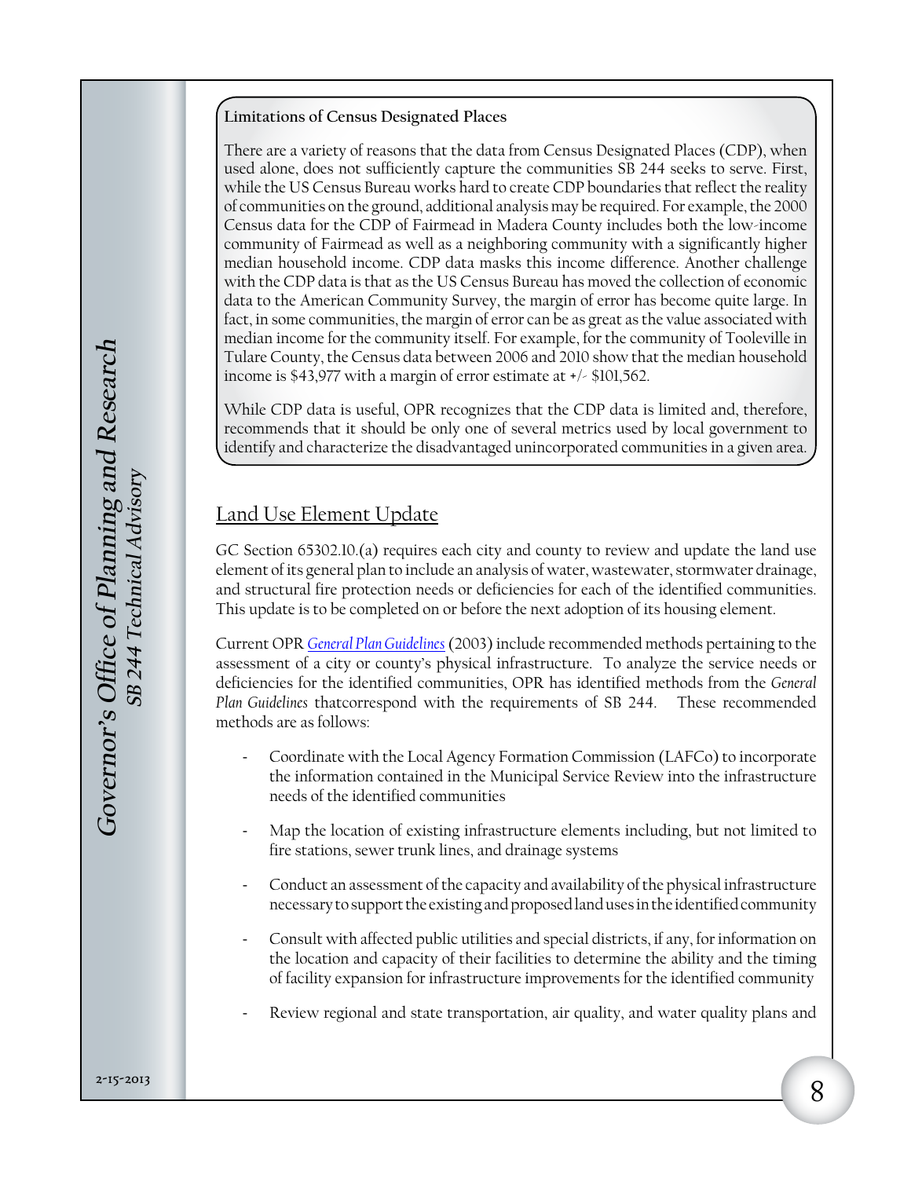**Limitations of Census Designated Places**

There are a variety of reasons that the data from Census Designated Places (CDP), when used alone, does not sufficiently capture the communities SB 244 seeks to serve. First, while the US Census Bureau works hard to create CDP boundaries that reflect the reality of communities on the ground, additional analysis may be required. For example, the 2000 Census data for the CDP of Fairmead in Madera County includes both the low-income community of Fairmead as well as a neighboring community with a significantly higher median household income. CDP data masks this income difference. Another challenge with the CDP data is that as the US Census Bureau has moved the collection of economic data to the American Community Survey, the margin of error has become quite large. In fact, in some communities, the margin of error can be as great as the value associated with median income for the community itself. For example, for the community of Tooleville in Tulare County, the Census data between 2006 and 2010 show that the median household income is $43,977 with a margin of error estimate at +/- $101,562.

While CDP data is useful, OPR recognizes that the CDP data is limited and, therefore, recommends that it should be only one of several metrics used by local government to identify and characterize the disadvantaged unincorporated communities in a given area.

## Land Use Element Update

GC Section 65302.10.(a) requires each city and county to review and update the land use element of its general plan to include an analysis of water, wastewater, stormwater drainage, and structural fire protection needs or deficiencies for each of the identified communities. This update is to be completed on or before the next adoption of its housing element.

Current OPR *General Plan Guidelines* (2003) include recommended methods pertaining to the assessment of a city or county's physical infrastructure. To analyze the service needs or deficiencies for the identified communities, OPR has identified methods from the *General Plan Guidelines* thatcorrespond with the requirements of SB 244. These recommended methods are as follows:

- Coordinate with the Local Agency Formation Commission (LAFCo) to incorporate the information contained in the Municipal Service Review into the infrastructure needs of the identified communities
- Map the location of existing infrastructure elements including, but not limited to fire stations, sewer trunk lines, and drainage systems
- Conduct an assessment of the capacity and availability of the physical infrastructure necessary to support the existing and proposed land uses in the identified community
- Consult with affected public utilities and special districts, if any, for information on the location and capacity of their facilities to determine the ability and the timing of facility expansion for infrastructure improvements for the identified community
- Review regional and state transportation, air quality, and water quality plans and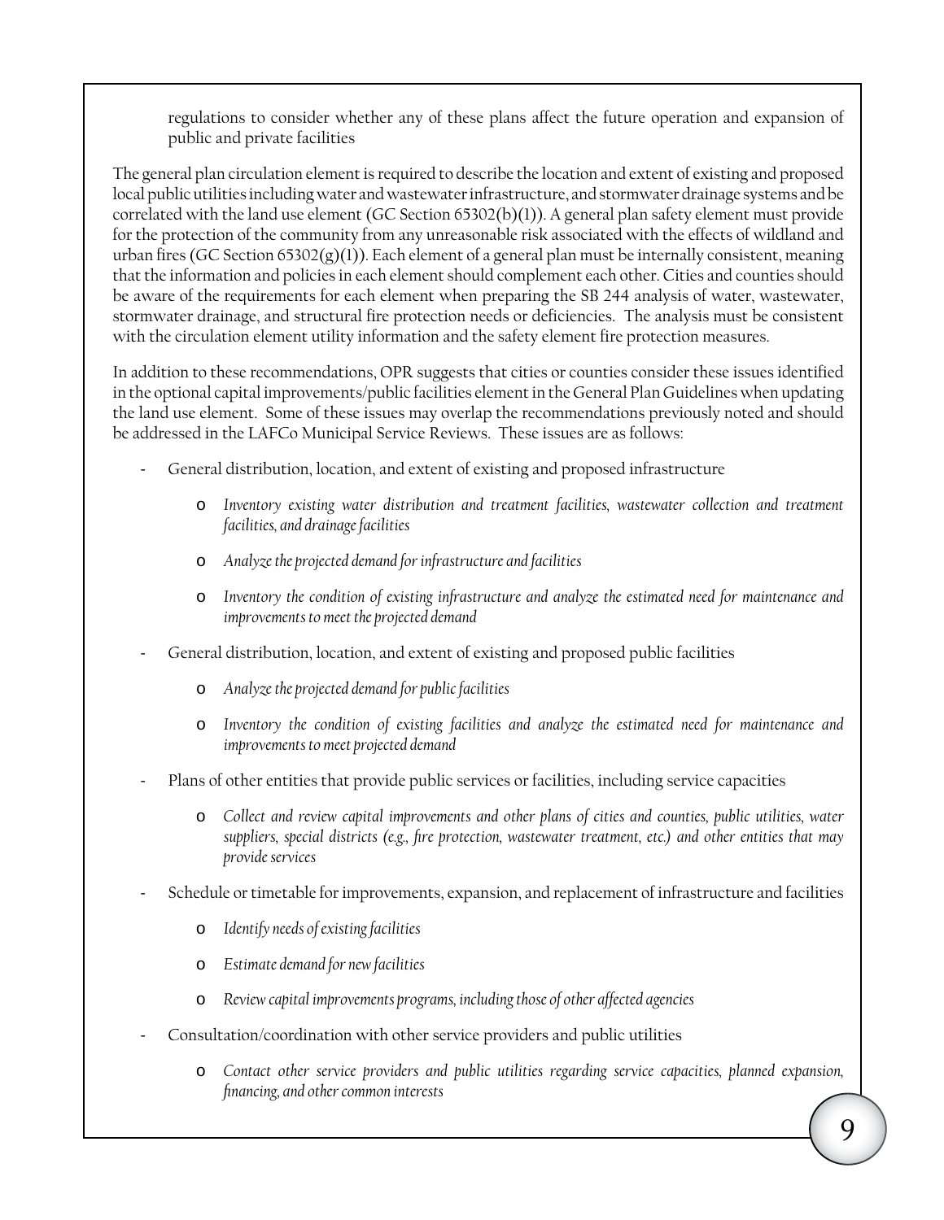regulations to consider whether any of these plans affect the future operation and expansion of public and private facilities

The general plan circulation element is required to describe the location and extent of existing and proposed local public utilities including water and wastewater infrastructure, and stormwater drainage systems and be correlated with the land use element (GC Section 65302(b)(1)). A general plan safety element must provide for the protection of the community from any unreasonable risk associated with the effects of wildland and urban fires (GC Section 65302(g)(1)). Each element of a general plan must be internally consistent, meaning that the information and policies in each element should complement each other. Cities and counties should be aware of the requirements for each element when preparing the SB 244 analysis of water, wastewater, stormwater drainage, and structural fire protection needs or deficiencies. The analysis must be consistent with the circulation element utility information and the safety element fire protection measures.

In addition to these recommendations, OPR suggests that cities or counties consider these issues identified in the optional capital improvements/public facilities element in the General Plan Guidelines when updating the land use element. Some of these issues may overlap the recommendations previously noted and should be addressed in the LAFCo Municipal Service Reviews. These issues are as follows:

- General distribution, location, and extent of existing and proposed infrastructure
    - *Inventory existing water distribution and treatment facilities, wastewater collection and treatment facilities, and drainage facilities*
    - *Analyze the projected demand for infrastructure and facilities*
    - *Inventory the condition of existing infrastructure and analyze the estimated need for maintenance and improvements to meet the projected demand*
- General distribution, location, and extent of existing and proposed public facilities
    - *Analyze the projected demand for public facilities*
    - *Inventory the condition of existing facilities and analyze the estimated need for maintenance and improvements to meet projected demand*
- Plans of other entities that provide public services or facilities, including service capacities
    - *Collect and review capital improvements and other plans of cities and counties, public utilities, water suppliers, special districts (e.g., fire protection, wastewater treatment, etc.) and other entities that may provide services*
- Schedule or timetable for improvements, expansion, and replacement of infrastructure and facilities
    - *Identify needs of existing facilities*
    - *Estimate demand for new facilities*
    - *Review capital improvements programs, including those of other affected agencies*
- Consultation/coordination with other service providers and public utilities
    - *Contact other service providers and public utilities regarding service capacities, planned expansion, financing, and other common interests*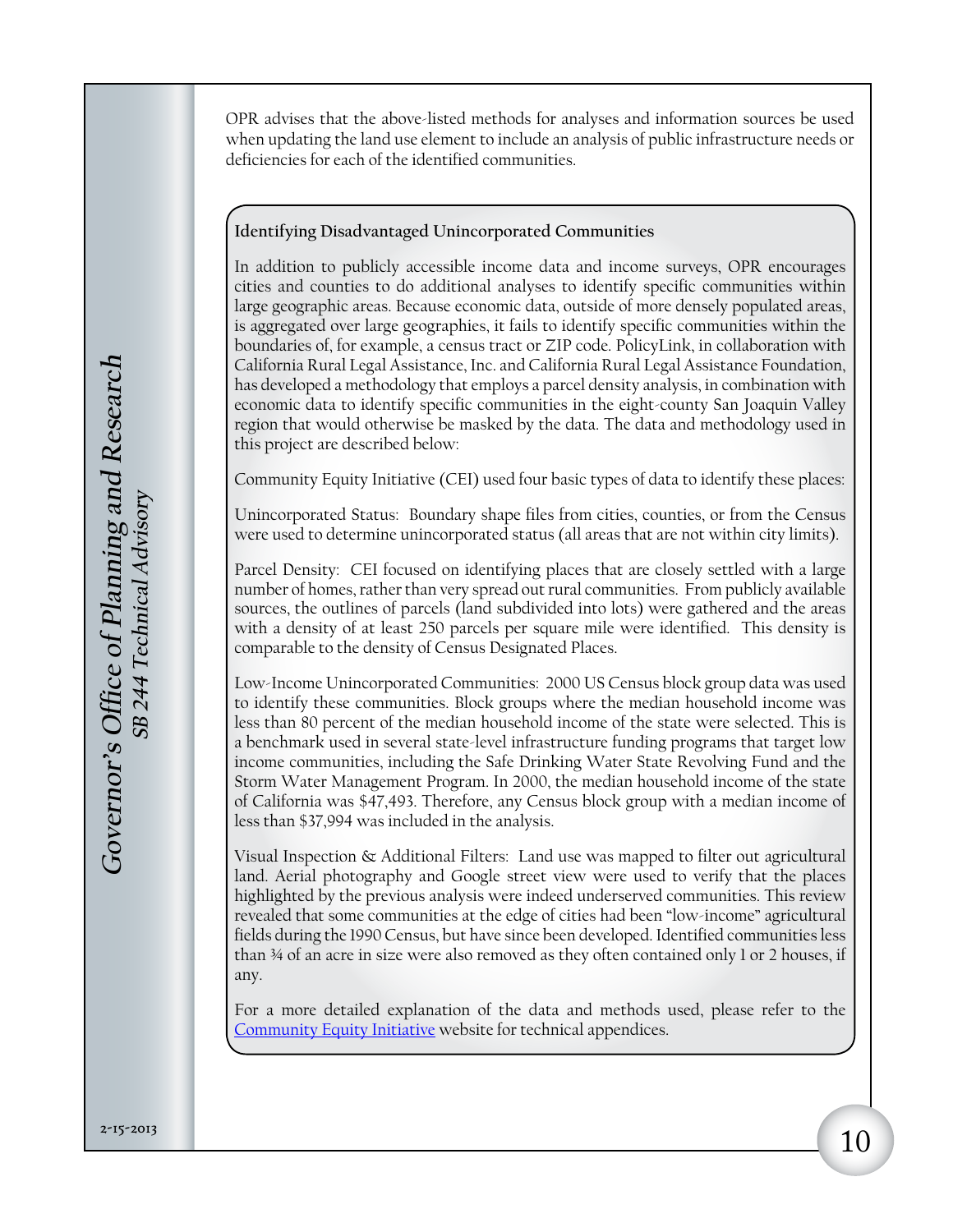OPR advises that the above-listed methods for analyses and information sources be used when updating the land use element to include an analysis of public infrastructure needs or deficiencies for each of the identified communities.

**Identifying Disadvantaged Unincorporated Communities**

In addition to publicly accessible income data and income surveys, OPR encourages cities and counties to do additional analyses to identify specific communities within large geographic areas. Because economic data, outside of more densely populated areas, is aggregated over large geographies, it fails to identify specific communities within the boundaries of, for example, a census tract or ZIP code. PolicyLink, in collaboration with California Rural Legal Assistance, Inc. and California Rural Legal Assistance Foundation, has developed a methodology that employs a parcel density analysis, in combination with economic data to identify specific communities in the eight-county San Joaquin Valley region that would otherwise be masked by the data. The data and methodology used in this project are described below:

Community Equity Initiative (CEI) used four basic types of data to identify these places:

Unincorporated Status: Boundary shape files from cities, counties, or from the Census were used to determine unincorporated status (all areas that are not within city limits).

Parcel Density: CEI focused on identifying places that are closely settled with a large number of homes, rather than very spread out rural communities. From publicly available sources, the outlines of parcels (land subdivided into lots) were gathered and the areas with a density of at least 250 parcels per square mile were identified. This density is comparable to the density of Census Designated Places.

Low-Income Unincorporated Communities: 2000 US Census block group data was used to identify these communities. Block groups where the median household income was less than 80 percent of the median household income of the state were selected. This is a benchmark used in several state-level infrastructure funding programs that target low income communities, including the Safe Drinking Water State Revolving Fund and the Storm Water Management Program. In 2000, the median household income of the state of California was $47,493. Therefore, any Census block group with a median income of less than $37,994 was included in the analysis.

Visual Inspection & Additional Filters: Land use was mapped to filter out agricultural land. Aerial photography and Google street view were used to verify that the places highlighted by the previous analysis were indeed underserved communities. This review revealed that some communities at the edge of cities had been "low-income" agricultural fields during the 1990 Census, but have since been developed. Identified communities less than ¾ of an acre in size were also removed as they often contained only 1 or 2 houses, if any.

For a more detailed explanation of the data and methods used, please refer to the Community Equity Initiative website for technical appendices.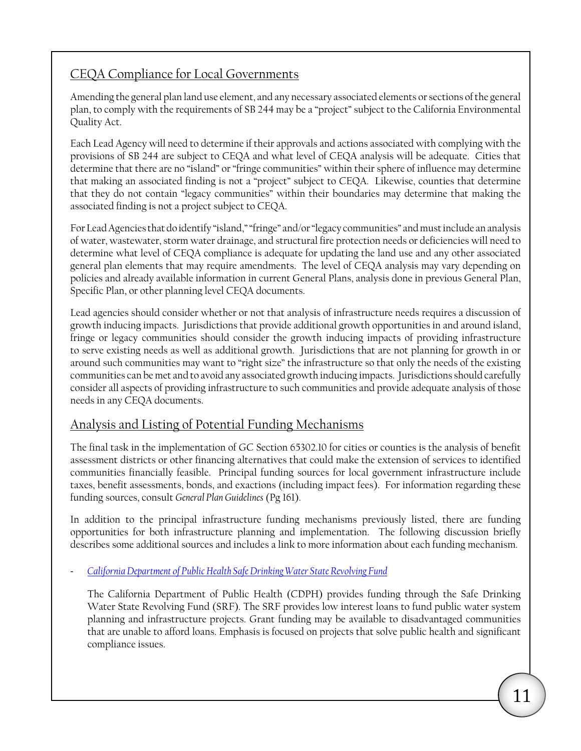## CEQA Compliance for Local Governments

Amending the general plan land use element, and any necessary associated elements or sections of the general plan, to comply with the requirements of SB 244 may be a "project" subject to the California Environmental Quality Act.

Each Lead Agency will need to determine if their approvals and actions associated with complying with the provisions of SB 244 are subject to CEQA and what level of CEQA analysis will be adequate. Cities that determine that there are no "island" or "fringe communities" within their sphere of influence may determine that making an associated finding is not a "project" subject to CEQA. Likewise, counties that determine that they do not contain "legacy communities" within their boundaries may determine that making the associated finding is not a project subject to CEQA.

For Lead Agencies that do identify "island," "fringe" and/or "legacy communities" and must include an analysis of water, wastewater, storm water drainage, and structural fire protection needs or deficiencies will need to determine what level of CEQA compliance is adequate for updating the land use and any other associated general plan elements that may require amendments. The level of CEQA analysis may vary depending on policies and already available information in current General Plans, analysis done in previous General Plan, Specific Plan, or other planning level CEQA documents.

Lead agencies should consider whether or not that analysis of infrastructure needs requires a discussion of growth inducing impacts. Jurisdictions that provide additional growth opportunities in and around island, fringe or legacy communities should consider the growth inducing impacts of providing infrastructure to serve existing needs as well as additional growth. Jurisdictions that are not planning for growth in or around such communities may want to "right size" the infrastructure so that only the needs of the existing communities can be met and to avoid any associated growth inducing impacts. Jurisdictions should carefully consider all aspects of providing infrastructure to such communities and provide adequate analysis of those needs in any CEQA documents.

## Analysis and Listing of Potential Funding Mechanisms

The final task in the implementation of GC Section 65302.10 for cities or counties is the analysis of benefit assessment districts or other financing alternatives that could make the extension of services to identified communities financially feasible. Principal funding sources for local government infrastructure include taxes, benefit assessments, bonds, and exactions (including impact fees). For information regarding these funding sources, consult *General Plan Guidelines* (Pg 161).

In addition to the principal infrastructure funding mechanisms previously listed, there are funding opportunities for both infrastructure planning and implementation. The following discussion briefly describes some additional sources and includes a link to more information about each funding mechanism.

- *California Department of Public Health Safe Drinking Water State Revolving Fund*

  The California Department of Public Health (CDPH) provides funding through the Safe Drinking Water State Revolving Fund (SRF). The SRF provides low interest loans to fund public water system planning and infrastructure projects. Grant funding may be available to disadvantaged communities that are unable to afford loans. Emphasis is focused on projects that solve public health and significant compliance issues.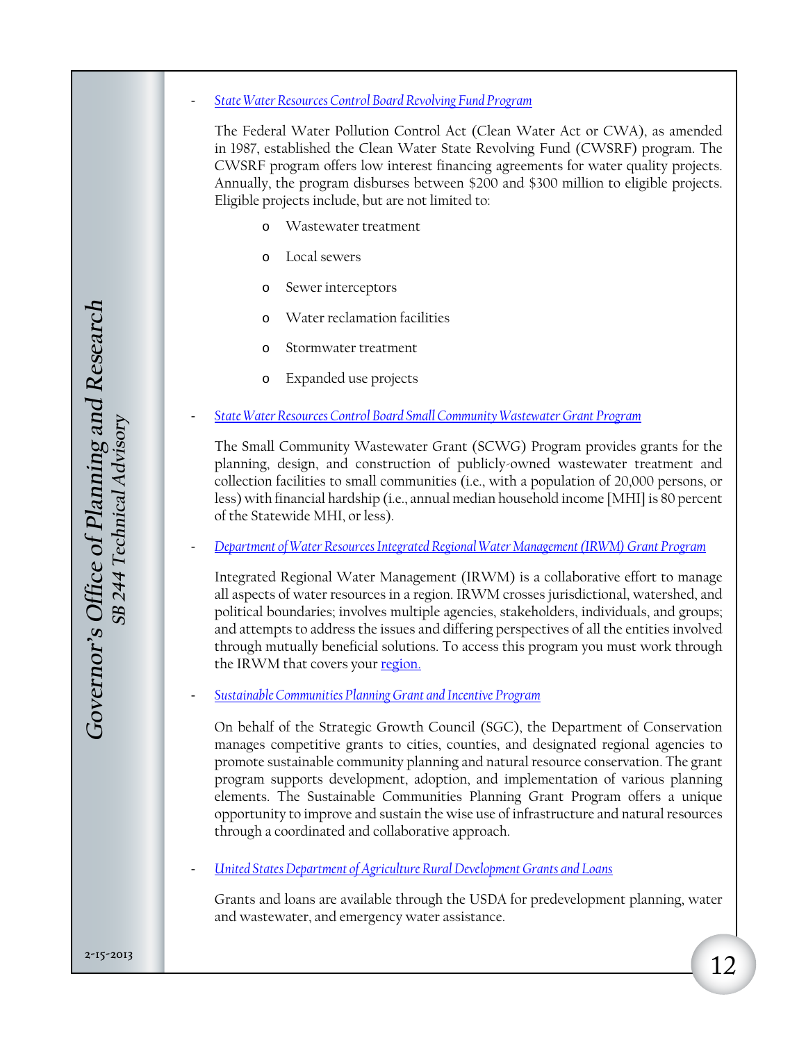- *State Water Resources Control Board Revolving Fund Program*

  The Federal Water Pollution Control Act (Clean Water Act or CWA), as amended in 1987, established the Clean Water State Revolving Fund (CWSRF) program. The CWSRF program offers low interest financing agreements for water quality projects. Annually, the program disburses between $200 and $300 million to eligible projects. Eligible projects include, but are not limited to:

  - Wastewater treatment
  - Local sewers
  - Sewer interceptors
  - Water reclamation facilities
  - Stormwater treatment
  - Expanded use projects

- *State Water Resources Control Board Small Community Wastewater Grant Program*

  The Small Community Wastewater Grant (SCWG) Program provides grants for the planning, design, and construction of publicly-owned wastewater treatment and collection facilities to small communities (i.e., with a population of 20,000 persons, or less) with financial hardship (i.e., annual median household income [MHI] is 80 percent of the Statewide MHI, or less).

- *Department of Water Resources Integrated Regional Water Management (IRWM) Grant Program*

  Integrated Regional Water Management (IRWM) is a collaborative effort to manage all aspects of water resources in a region. IRWM crosses jurisdictional, watershed, and political boundaries; involves multiple agencies, stakeholders, individuals, and groups; and attempts to address the issues and differing perspectives of all the entities involved through mutually beneficial solutions. To access this program you must work through the IRWM that covers your region.

- *Sustainable Communities Planning Grant and Incentive Program*

  On behalf of the Strategic Growth Council (SGC), the Department of Conservation manages competitive grants to cities, counties, and designated regional agencies to promote sustainable community planning and natural resource conservation. The grant program supports development, adoption, and implementation of various planning elements. The Sustainable Communities Planning Grant Program offers a unique opportunity to improve and sustain the wise use of infrastructure and natural resources through a coordinated and collaborative approach.

- *United States Department of Agriculture Rural Development Grants and Loans*

  Grants and loans are available through the USDA for predevelopment planning, water and wastewater, and emergency water assistance.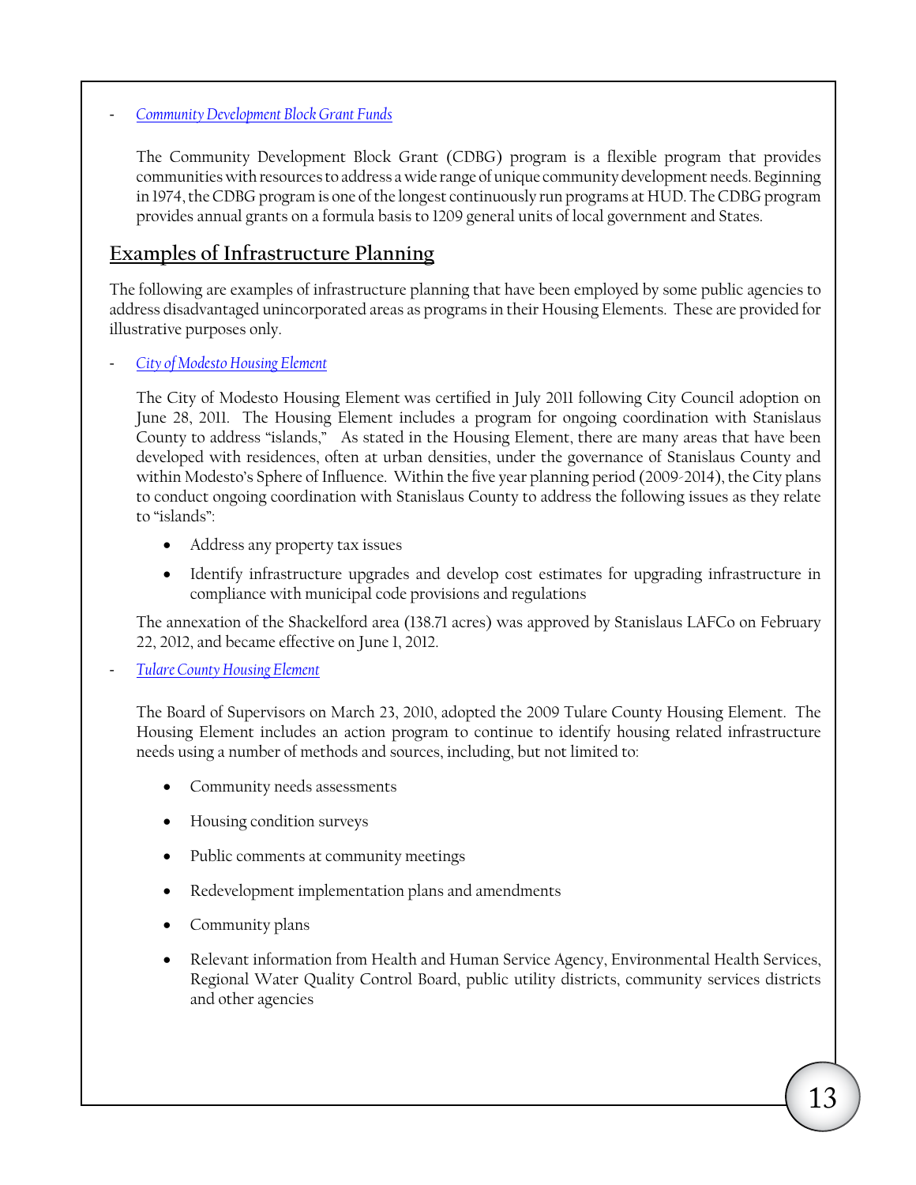- *Community Development Block Grant Funds*

  The Community Development Block Grant (CDBG) program is a flexible program that provides communities with resources to address a wide range of unique community development needs. Beginning in 1974, the CDBG program is one of the longest continuously run programs at HUD. The CDBG program provides annual grants on a formula basis to 1209 general units of local government and States.

## Examples of Infrastructure Planning

The following are examples of infrastructure planning that have been employed by some public agencies to address disadvantaged unincorporated areas as programs in their Housing Elements. These are provided for illustrative purposes only.

- *City of Modesto Housing Element*

  The City of Modesto Housing Element was certified in July 2011 following City Council adoption on June 28, 2011. The Housing Element includes a program for ongoing coordination with Stanislaus County to address "islands," As stated in the Housing Element, there are many areas that have been developed with residences, often at urban densities, under the governance of Stanislaus County and within Modesto's Sphere of Influence. Within the five year planning period (2009-2014), the City plans to conduct ongoing coordination with Stanislaus County to address the following issues as they relate to "islands":

  - Address any property tax issues
  - Identify infrastructure upgrades and develop cost estimates for upgrading infrastructure in compliance with municipal code provisions and regulations

  The annexation of the Shackelford area (138.71 acres) was approved by Stanislaus LAFCo on February 22, 2012, and became effective on June 1, 2012.

- *Tulare County Housing Element*

  The Board of Supervisors on March 23, 2010, adopted the 2009 Tulare County Housing Element. The Housing Element includes an action program to continue to identify housing related infrastructure needs using a number of methods and sources, including, but not limited to:

  - Community needs assessments
  - Housing condition surveys
  - Public comments at community meetings
  - Redevelopment implementation plans and amendments
  - Community plans
  - Relevant information from Health and Human Service Agency, Environmental Health Services, Regional Water Quality Control Board, public utility districts, community services districts and other agencies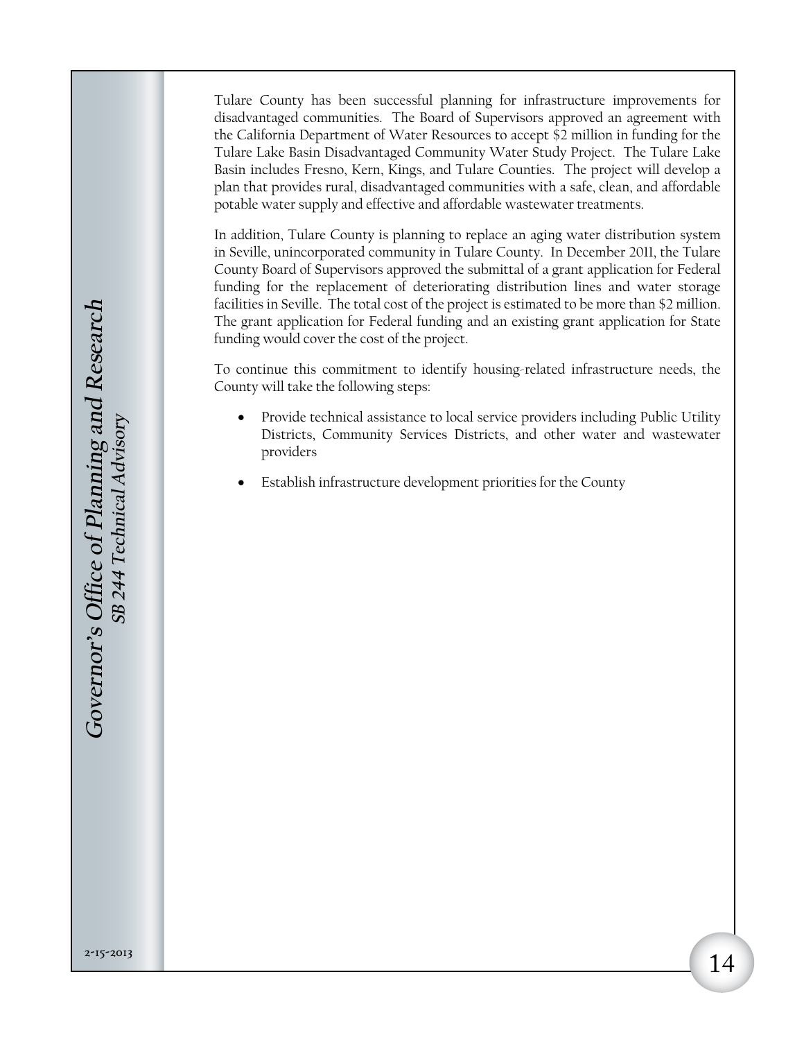Tulare County has been successful planning for infrastructure improvements for disadvantaged communities. The Board of Supervisors approved an agreement with the California Department of Water Resources to accept $2 million in funding for the Tulare Lake Basin Disadvantaged Community Water Study Project. The Tulare Lake Basin includes Fresno, Kern, Kings, and Tulare Counties. The project will develop a plan that provides rural, disadvantaged communities with a safe, clean, and affordable potable water supply and effective and affordable wastewater treatments.

In addition, Tulare County is planning to replace an aging water distribution system in Seville, unincorporated community in Tulare County. In December 2011, the Tulare County Board of Supervisors approved the submittal of a grant application for Federal funding for the replacement of deteriorating distribution lines and water storage facilities in Seville. The total cost of the project is estimated to be more than $2 million. The grant application for Federal funding and an existing grant application for State funding would cover the cost of the project.

To continue this commitment to identify housing-related infrastructure needs, the County will take the following steps:

- Provide technical assistance to local service providers including Public Utility Districts, Community Services Districts, and other water and wastewater providers
- Establish infrastructure development priorities for the County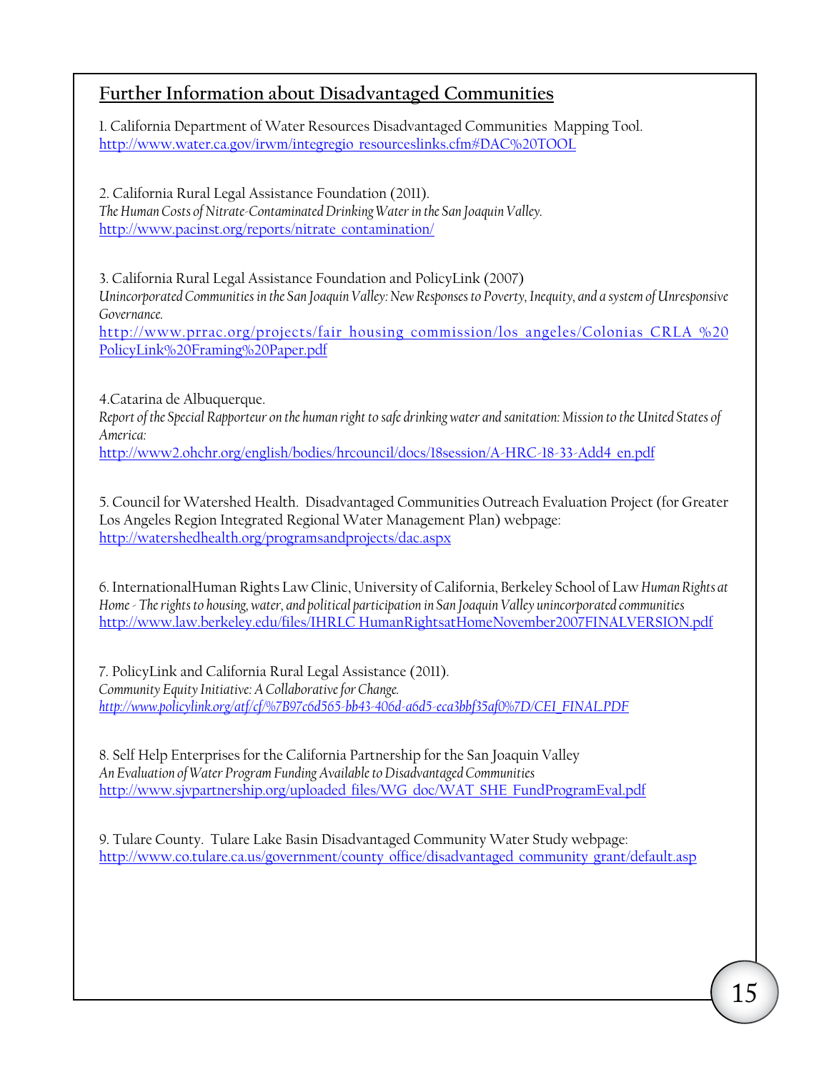## Further Information about Disadvantaged Communities

1. California Department of Water Resources Disadvantaged Communities Mapping Tool.
http://www.water.ca.gov/irwm/integregio_resourceslinks.cfm#DAC%20TOOL

2. California Rural Legal Assistance Foundation (2011).
*The Human Costs of Nitrate-Contaminated Drinking Water in the San Joaquin Valley.*
http://www.pacinst.org/reports/nitrate_contamination/

3. California Rural Legal Assistance Foundation and PolicyLink (2007)
*Unincorporated Communities in the San Joaquin Valley: New Responses to Poverty, Inequity, and a system of Unresponsive Governance.*
http://www.prrac.org/projects/fair_housing_commission/los_angeles/Colonias_CRLA_%20PolicyLink%20Framing%20Paper.pdf

4. Catarina de Albuquerque.
*Report of the Special Rapporteur on the human right to safe drinking water and sanitation: Mission to the United States of America:*
http://www2.ohchr.org/english/bodies/hrcouncil/docs/18session/A-HRC-18-33-Add4_en.pdf

5. Council for Watershed Health. Disadvantaged Communities Outreach Evaluation Project (for Greater Los Angeles Region Integrated Regional Water Management Plan) webpage:
http://watershedhealth.org/programsandprojects/dac.aspx

6. InternationalHuman Rights Law Clinic, University of California, Berkeley School of Law *Human Rights at Home - The rights to housing, water, and political participation in San Joaquin Valley unincorporated communities*
http://www.law.berkeley.edu/files/IHRLC_HumanRightsatHomeNovember2007FINALVERSION.pdf

7. PolicyLink and California Rural Legal Assistance (2011).
*Community Equity Initiative: A Collaborative for Change.*
*http://www.policylink.org/atf/cf/%7B97c6d565-bb43-406d-a6d5-eca3bbf35af0%7D/CEI_FINAL.PDF*

8. Self Help Enterprises for the California Partnership for the San Joaquin Valley
*An Evaluation of Water Program Funding Available to Disadvantaged Communities*
http://www.sjvpartnership.org/uploaded_files/WG_doc/WAT_SHE_FundProgramEval.pdf

9. Tulare County. Tulare Lake Basin Disadvantaged Community Water Study webpage:
http://www.co.tulare.ca.us/government/county_office/disadvantaged_community_grant/default.asp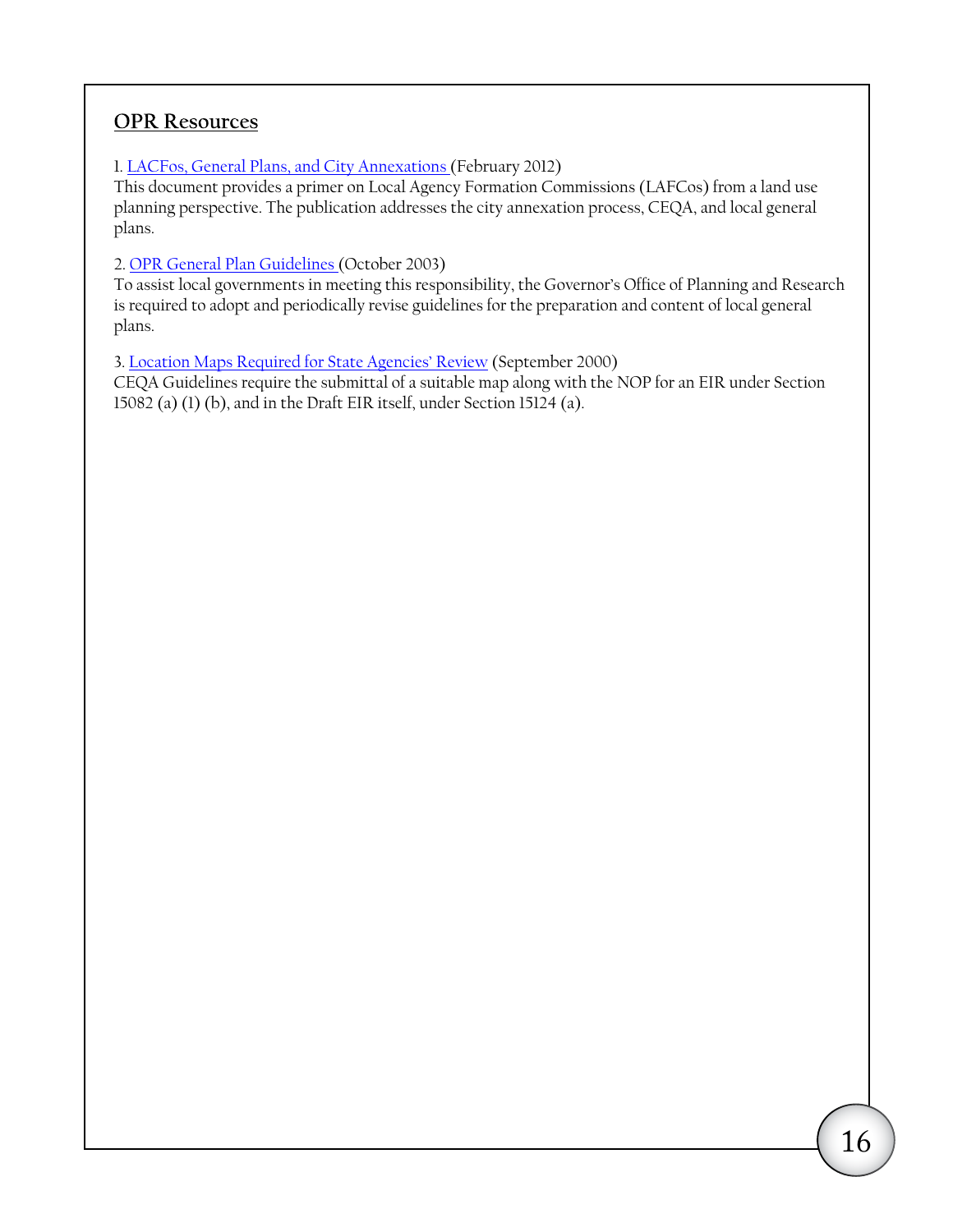## OPR Resources

1. LACFos, General Plans, and City Annexations (February 2012)
This document provides a primer on Local Agency Formation Commissions (LAFCos) from a land use planning perspective. The publication addresses the city annexation process, CEQA, and local general plans.

2. OPR General Plan Guidelines (October 2003)
To assist local governments in meeting this responsibility, the Governor's Office of Planning and Research is required to adopt and periodically revise guidelines for the preparation and content of local general plans.

3. Location Maps Required for State Agencies' Review (September 2000)
CEQA Guidelines require the submittal of a suitable map along with the NOP for an EIR under Section 15082 (a) (1) (b), and in the Draft EIR itself, under Section 15124 (a).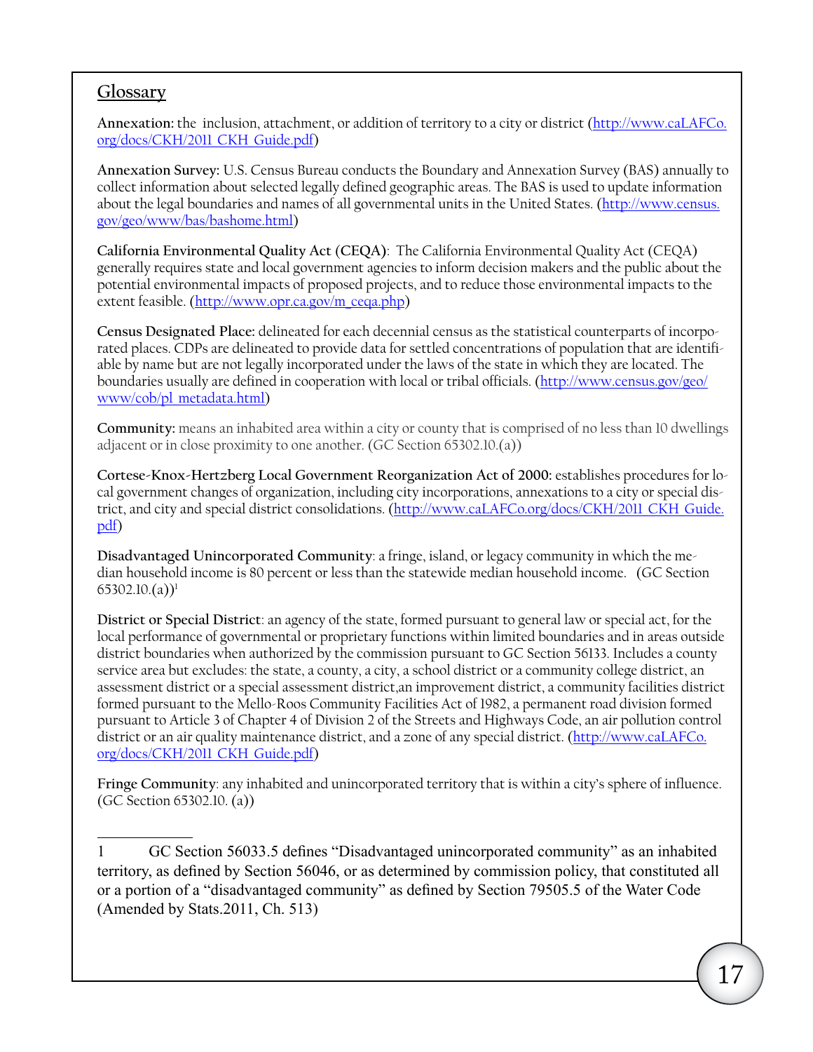## Glossary

**Annexation:** the inclusion, attachment, or addition of territory to a city or district (http://www.caLAFCo.org/docs/CKH/2011_CKH_Guide.pdf)

**Annexation Survey:** U.S. Census Bureau conducts the Boundary and Annexation Survey (BAS) annually to collect information about selected legally defined geographic areas. The BAS is used to update information about the legal boundaries and names of all governmental units in the United States. (http://www.census.gov/geo/www/bas/bashome.html)

**California Environmental Quality Act (CEQA)**: The California Environmental Quality Act (CEQA) generally requires state and local government agencies to inform decision makers and the public about the potential environmental impacts of proposed projects, and to reduce those environmental impacts to the extent feasible. (http://www.opr.ca.gov/m_ceqa.php)

**Census Designated Place:** delineated for each decennial census as the statistical counterparts of incorporated places. CDPs are delineated to provide data for settled concentrations of population that are identifiable by name but are not legally incorporated under the laws of the state in which they are located. The boundaries usually are defined in cooperation with local or tribal officials. (http://www.census.gov/geo/www/cob/pl_metadata.html)

**Community:** means an inhabited area within a city or county that is comprised of no less than 10 dwellings adjacent or in close proximity to one another. (GC Section 65302.10.(a))

**Cortese-Knox-Hertzberg Local Government Reorganization Act of 2000:** establishes procedures for local government changes of organization, including city incorporations, annexations to a city or special district, and city and special district consolidations. (http://www.caLAFCo.org/docs/CKH/2011_CKH_Guide.pdf)

**Disadvantaged Unincorporated Community**: a fringe, island, or legacy community in which the median household income is 80 percent or less than the statewide median household income. (GC Section 65302.10.(a))[1]

**District or Special District**: an agency of the state, formed pursuant to general law or special act, for the local performance of governmental or proprietary functions within limited boundaries and in areas outside district boundaries when authorized by the commission pursuant to GC Section 56133. Includes a county service area but excludes: the state, a county, a city, a school district or a community college district, an assessment district or a special assessment district,an improvement district, a community facilities district formed pursuant to the Mello-Roos Community Facilities Act of 1982, a permanent road division formed pursuant to Article 3 of Chapter 4 of Division 2 of the Streets and Highways Code, an air pollution control district or an air quality maintenance district, and a zone of any special district. (http://www.caLAFCo.org/docs/CKH/2011_CKH_Guide.pdf)

**Fringe Community**: any inhabited and unincorporated territory that is within a city's sphere of influence. (GC Section 65302.10. (a))

---

1 GC Section 56033.5 defines "Disadvantaged unincorporated community" as an inhabited territory, as defined by Section 56046, or as determined by commission policy, that constituted all or a portion of a "disadvantaged community" as defined by Section 79505.5 of the Water Code (Amended by Stats.2011, Ch. 513)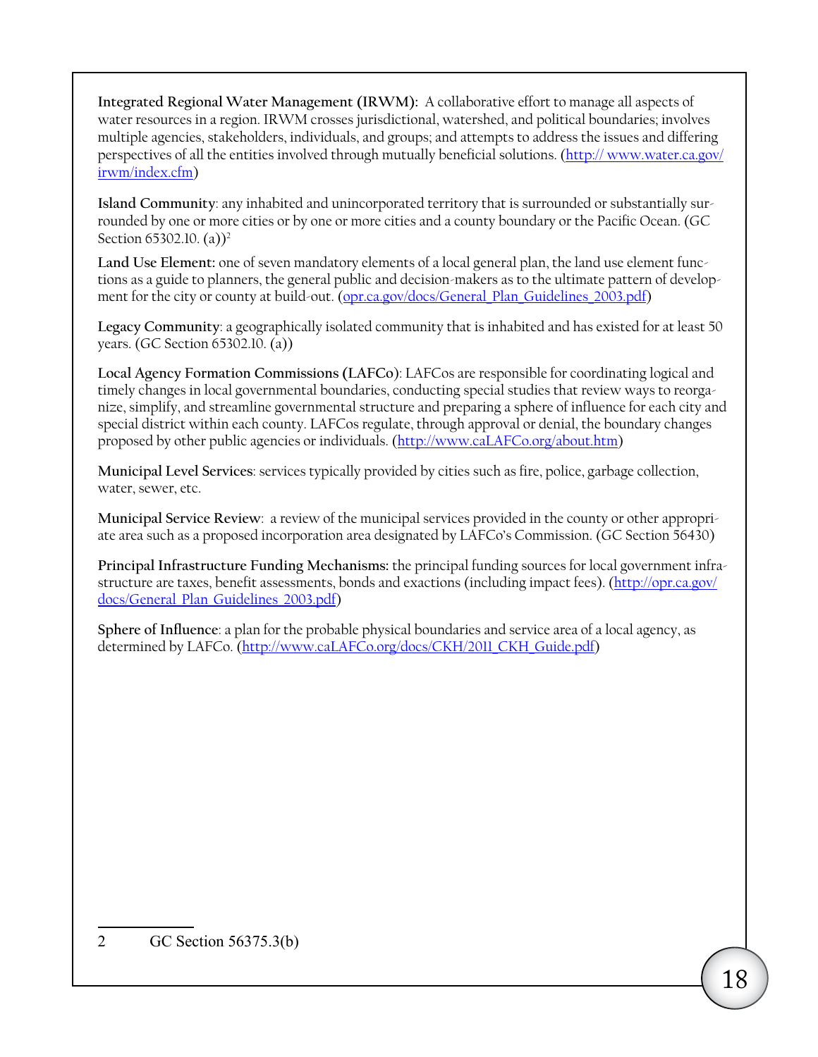**Integrated Regional Water Management (IRWM):** A collaborative effort to manage all aspects of water resources in a region. IRWM crosses jurisdictional, watershed, and political boundaries; involves multiple agencies, stakeholders, individuals, and groups; and attempts to address the issues and differing perspectives of all the entities involved through mutually beneficial solutions. (http:// www.water.ca.gov/irwm/index.cfm)

**Island Community**: any inhabited and unincorporated territory that is surrounded or substantially surrounded by one or more cities or by one or more cities and a county boundary or the Pacific Ocean. (GC Section 65302.10. (a))[2]

**Land Use Element:** one of seven mandatory elements of a local general plan, the land use element functions as a guide to planners, the general public and decision-makers as to the ultimate pattern of development for the city or county at build-out. (opr.ca.gov/docs/General_Plan_Guidelines_2003.pdf)

**Legacy Community**: a geographically isolated community that is inhabited and has existed for at least 50 years. (GC Section 65302.10. (a))

**Local Agency Formation Commissions (LAFCo)**: LAFCos are responsible for coordinating logical and timely changes in local governmental boundaries, conducting special studies that review ways to reorganize, simplify, and streamline governmental structure and preparing a sphere of influence for each city and special district within each county. LAFCos regulate, through approval or denial, the boundary changes proposed by other public agencies or individuals. (http://www.caLAFCo.org/about.htm)

**Municipal Level Services**: services typically provided by cities such as fire, police, garbage collection, water, sewer, etc.

**Municipal Service Review**: a review of the municipal services provided in the county or other appropriate area such as a proposed incorporation area designated by LAFCo's Commission. (GC Section 56430)

**Principal Infrastructure Funding Mechanisms:** the principal funding sources for local government infrastructure are taxes, benefit assessments, bonds and exactions (including impact fees). (http://opr.ca.gov/docs/General_Plan_Guidelines_2003.pdf)

**Sphere of Influence**: a plan for the probable physical boundaries and service area of a local agency, as determined by LAFCo. (http://www.caLAFCo.org/docs/CKH/2011_CKH_Guide.pdf)

---

2 GC Section 56375.3(b)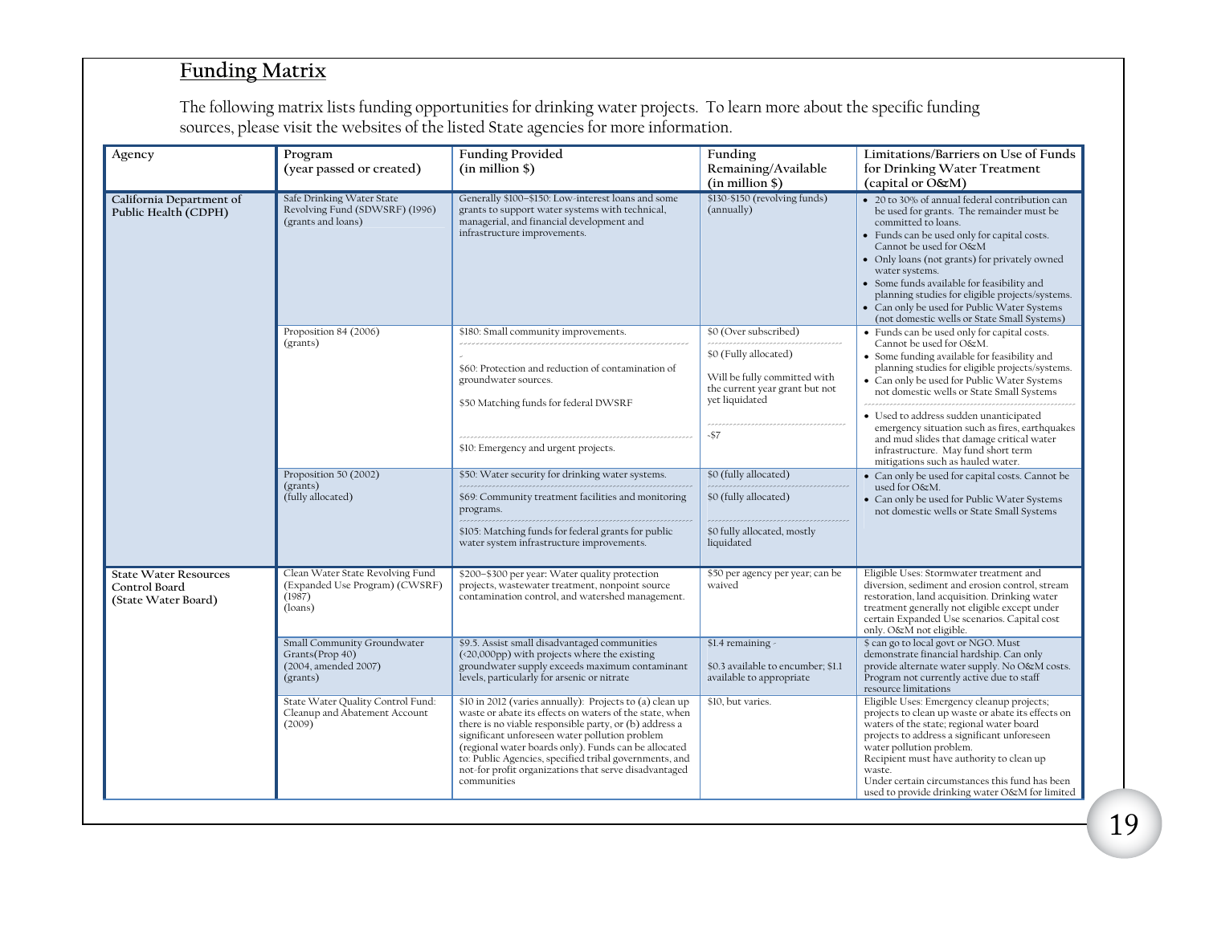## Funding Matrix

The following matrix lists funding opportunities for drinking water projects. To learn more about the specific funding sources, please visit the websites of the listed State agencies for more information.

| Agency | Program (year passed or created) | Funding Provided (in million $) | Funding Remaining/Available (in million $) | Limitations/Barriers on Use of Funds for Drinking Water Treatment (capital or O&M) |
|---|---|---|---|---|
| California Department of Public Health (CDPH) | Safe Drinking Water State Revolving Fund (SDWSRF) (1996) (grants and loans) | Generally $100–$150: Low-interest loans and some grants to support water systems with technical, managerial, and financial development and infrastructure improvements. | $130-$150 (revolving funds) (annually) | • 20 to 30% of annual federal contribution can be used for grants. The remainder must be committed to loans. • Funds can be used only for capital costs. Cannot be used for O&M • Only loans (not grants) for privately owned water systems. • Some funds available for feasibility and planning studies for eligible projects/systems. • Can only be used for Public Water Systems (not domestic wells or State Small Systems) |
| | Proposition 84 (2006) (grants) | $180: Small community improvements. | $0 (Over subscribed) | • Funds can be used only for capital costs. Cannot be used for O&M. • Some funding available for feasibility and planning studies for eligible projects/systems. • Can only be used for Public Water Systems not domestic wells or State Small Systems |
| | | $60: Protection and reduction of contamination of groundwater sources. | $0 (Fully allocated) | |
| | | $50 Matching funds for federal DWSRF | Will be fully committed with the current year grant but not yet liquidated | |
| | | $10: Emergency and urgent projects. | ~$7 | • Used to address sudden unanticipated emergency situation such as fires, earthquakes and mud slides that damage critical water infrastructure. May fund short term mitigations such as hauled water. |
| | Proposition 50 (2002) (grants) (fully allocated) | $50: Water security for drinking water systems. | $0 (fully allocated) | • Can only be used for capital costs. Cannot be used for O&M. • Can only be used for Public Water Systems not domestic wells or State Small Systems |
| | | $69: Community treatment facilities and monitoring programs. | $0 (fully allocated) | |
| | | $105: Matching funds for federal grants for public water system infrastructure improvements. | $0 fully allocated, mostly liquidated | |
| State Water Resources Control Board (State Water Board) | Clean Water State Revolving Fund (Expanded Use Program) (CWSRF) (1987) (loans) | $200–$300 per year: Water quality protection projects, wastewater treatment, nonpoint source contamination control, and watershed management. | $50 per agency per year; can be waived | Eligible Uses: Stormwater treatment and diversion, sediment and erosion control, stream restoration, land acquisition. Drinking water treatment generally not eligible except under certain Expanded Use scenarios. Capital cost only. O&M not eligible. |
| | Small Community Groundwater Grants(Prop 40) (2004, amended 2007) (grants) | $9.5. Assist small disadvantaged communities (<20,000pp) with projects where the existing groundwater supply exceeds maximum contaminant levels, particularly for arsenic or nitrate | $1.4 remaining - $0.3 available to encumber; $1.1 available to appropriate | $ can go to local govt or NGO. Must demonstrate financial hardship. Can only provide alternate water supply. No O&M costs. Program not currently active due to staff resource limitations |
| | State Water Quality Control Fund: Cleanup and Abatement Account (2009) | $10 in 2012 (varies annually): Projects to (a) clean up waste or abate its effects on waters of the state, when there is no viable responsible party, or (b) address a significant unforeseen water pollution problem (regional water boards only). Funds can be allocated to: Public Agencies, specified tribal governments, and not-for profit organizations that serve disadvantaged communities | $10, but varies. | Eligible Uses: Emergency cleanup projects; projects to clean up waste or abate its effects on waters of the state; regional water board projects to address a significant unforeseen water pollution problem. Recipient must have authority to clean up waste. Under certain circumstances this fund has been used to provide drinking water O&M for limited |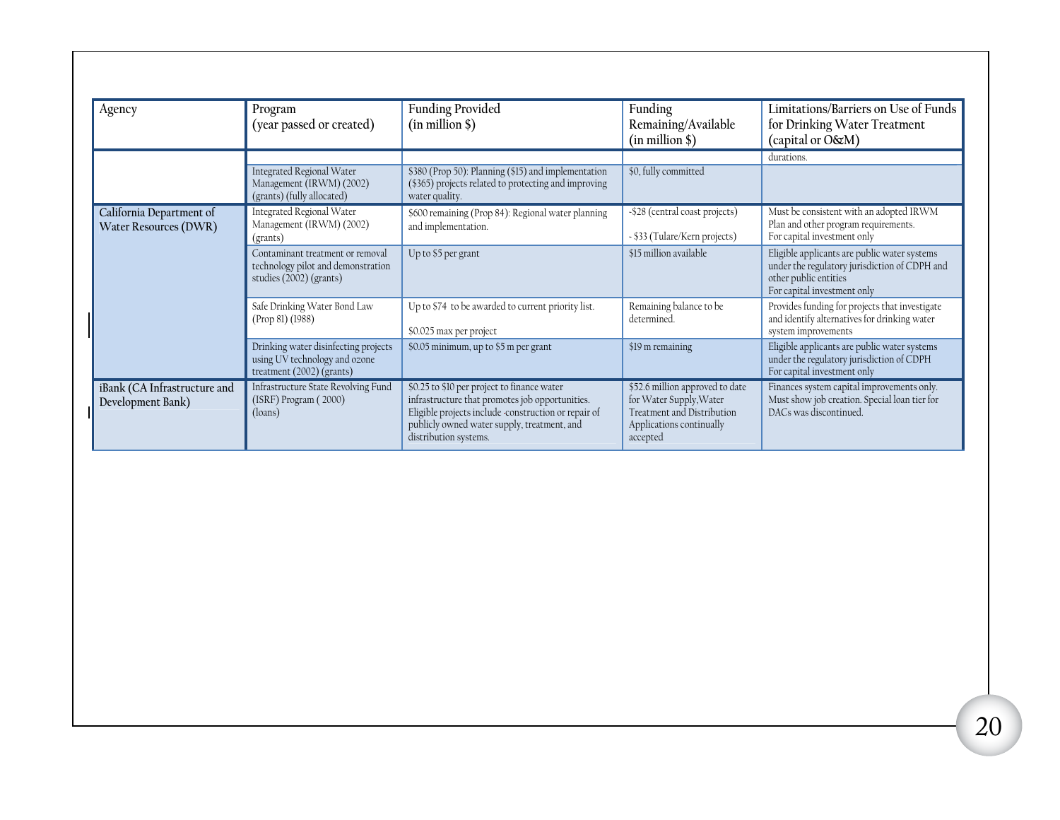| Agency | Program (year passed or created) | Funding Provided (in million $) | Funding Remaining/Available (in million $) | Limitations/Barriers on Use of Funds for Drinking Water Treatment (capital or O&M) |
|---|---|---|---|---|
| | | | | durations. |
| | Integrated Regional Water Management (IRWM) (2002) (grants) (fully allocated) | $380 (Prop 50): Planning ($15) and implementation ($365) projects related to protecting and improving water quality. | $0, fully committed | |
| California Department of Water Resources (DWR) | Integrated Regional Water Management (IRWM) (2002) (grants) | $600 remaining (Prop 84): Regional water planning and implementation. | -$28 (central coast projects)<br><br>- $33 (Tulare/Kern projects) | Must be consistent with an adopted IRWM Plan and other program requirements.<br>For capital investment only |
| | Contaminant treatment or removal technology pilot and demonstration studies (2002) (grants) | Up to $5 per grant | $15 million available | Eligible applicants are public water systems under the regulatory jurisdiction of CDPH and other public entities<br>For capital investment only |
| | Safe Drinking Water Bond Law (Prop 81) (1988) | Up to $74 to be awarded to current priority list.<br><br>$0.025 max per project | Remaining balance to be determined. | Provides funding for projects that investigate and identify alternatives for drinking water system improvements |
| | Drinking water disinfecting projects using UV technology and ozone treatment (2002) (grants) | $0.05 minimum, up to $5 m per grant | $19 m remaining | Eligible applicants are public water systems under the regulatory jurisdiction of CDPH<br>For capital investment only |
| iBank (CA Infrastructure and Development Bank) | Infrastructure State Revolving Fund (ISRF) Program ( 2000) (loans) | $0.25 to $10 per project to finance water infrastructure that promotes job opportunities. Eligible projects include construction or repair of publicly owned water supply, treatment, and distribution systems. | $52.6 million approved to date for Water Supply, Water Treatment and Distribution Applications continually accepted | Finances system capital improvements only. Must show job creation. Special loan tier for DACs was discontinued. |